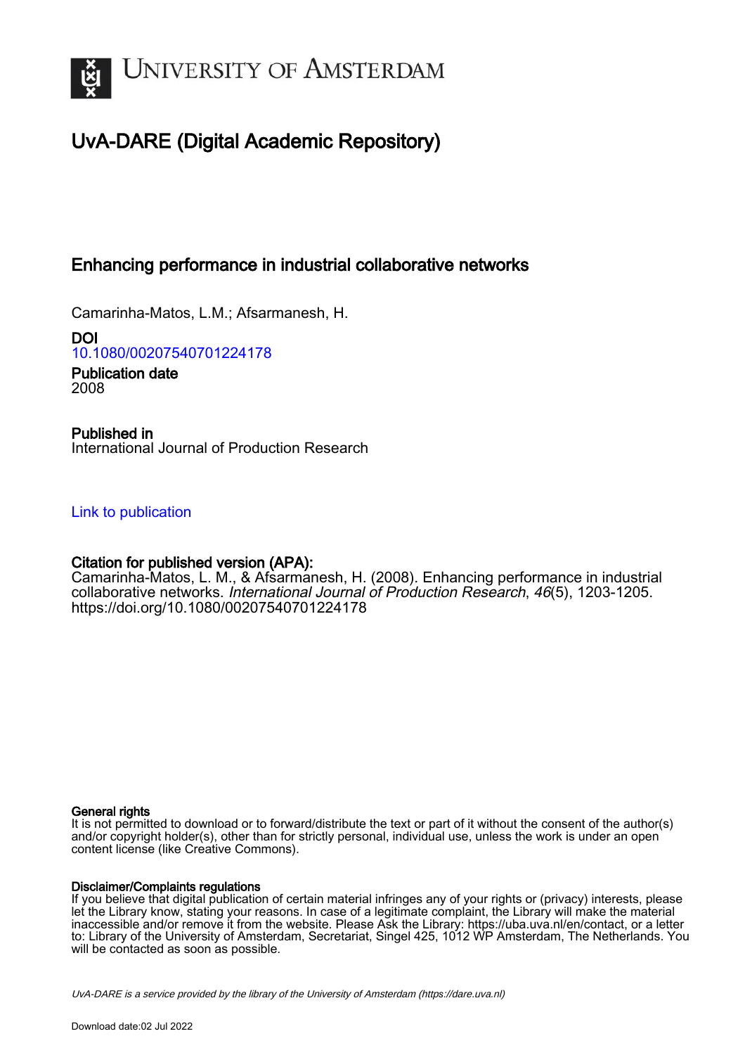# University of Amsterdam

## UvA-DARE (Digital Academic Repository)

### Enhancing performance in industrial collaborative networks

Camarinha-Matos, L.M.; Afsarmanesh, H.

**DOI**
10.1080/00207540701224178

**Publication date**
2008

**Published in**
International Journal of Production Research

Link to publication

**Citation for published version (APA):**
Camarinha-Matos, L. M., & Afsarmanesh, H. (2008). Enhancing performance in industrial collaborative networks. *International Journal of Production Research*, *46*(5), 1203-1205. https://doi.org/10.1080/00207540701224178

**General rights**
It is not permitted to download or to forward/distribute the text or part of it without the consent of the author(s) and/or copyright holder(s), other than for strictly personal, individual use, unless the work is under an open content license (like Creative Commons).

**Disclaimer/Complaints regulations**
If you believe that digital publication of certain material infringes any of your rights or (privacy) interests, please let the Library know, stating your reasons. In case of a legitimate complaint, the Library will make the material inaccessible and/or remove it from the website. Please Ask the Library: https://uba.uva.nl/en/contact, or a letter to: Library of the University of Amsterdam, Secretariat, Singel 425, 1012 WP Amsterdam, The Netherlands. You will be contacted as soon as possible.

*UvA-DARE is a service provided by the library of the University of Amsterdam (https://dare.uva.nl)*

Download date:02 Jul 2022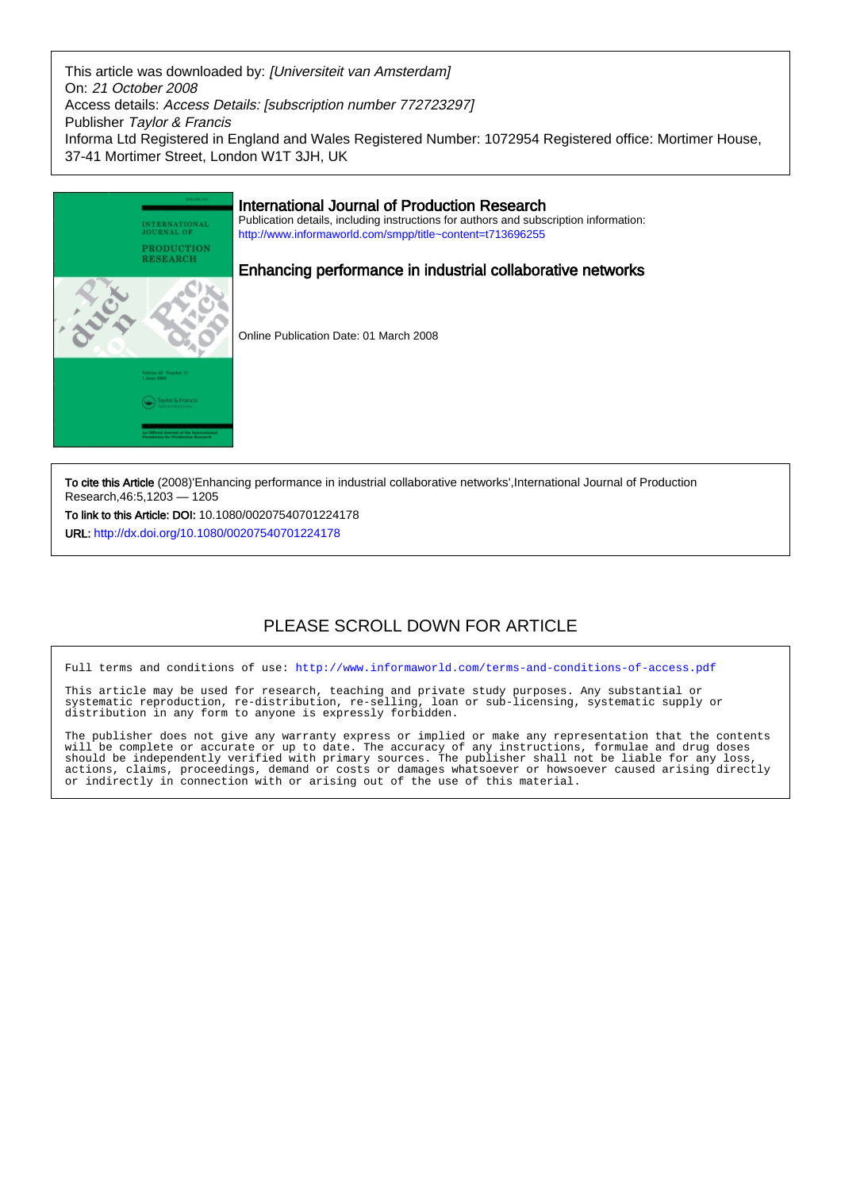This article was downloaded by: *[Universiteit van Amsterdam]*
On: *21 October 2008*
Access details: *Access Details: [subscription number 772723297]*
Publisher *Taylor & Francis*
Informa Ltd Registered in England and Wales Registered Number: 1072954 Registered office: Mortimer House, 37-41 Mortimer Street, London W1T 3JH, UK

# International Journal of Production Research

Publication details, including instructions for authors and subscription information:
http://www.informaworld.com/smpp/title~content=t713696255

## Enhancing performance in industrial collaborative networks

Online Publication Date: 01 March 2008

**To cite this Article** (2008)'Enhancing performance in industrial collaborative networks',International Journal of Production Research,46:5,1203 — 1205

**To link to this Article: DOI:** 10.1080/00207540701224178

**URL:** http://dx.doi.org/10.1080/00207540701224178

PLEASE SCROLL DOWN FOR ARTICLE

Full terms and conditions of use: http://www.informaworld.com/terms-and-conditions-of-access.pdf

This article may be used for research, teaching and private study purposes. Any substantial or systematic reproduction, re-distribution, re-selling, loan or sub-licensing, systematic supply or distribution in any form to anyone is expressly forbidden.

The publisher does not give any warranty express or implied or make any representation that the contents will be complete or accurate or up to date. The accuracy of any instructions, formulae and drug doses should be independently verified with primary sources. The publisher shall not be liable for any loss, actions, claims, proceedings, demand or costs or damages whatsoever or howsoever caused arising directly or indirectly in connection with or arising out of the use of this material.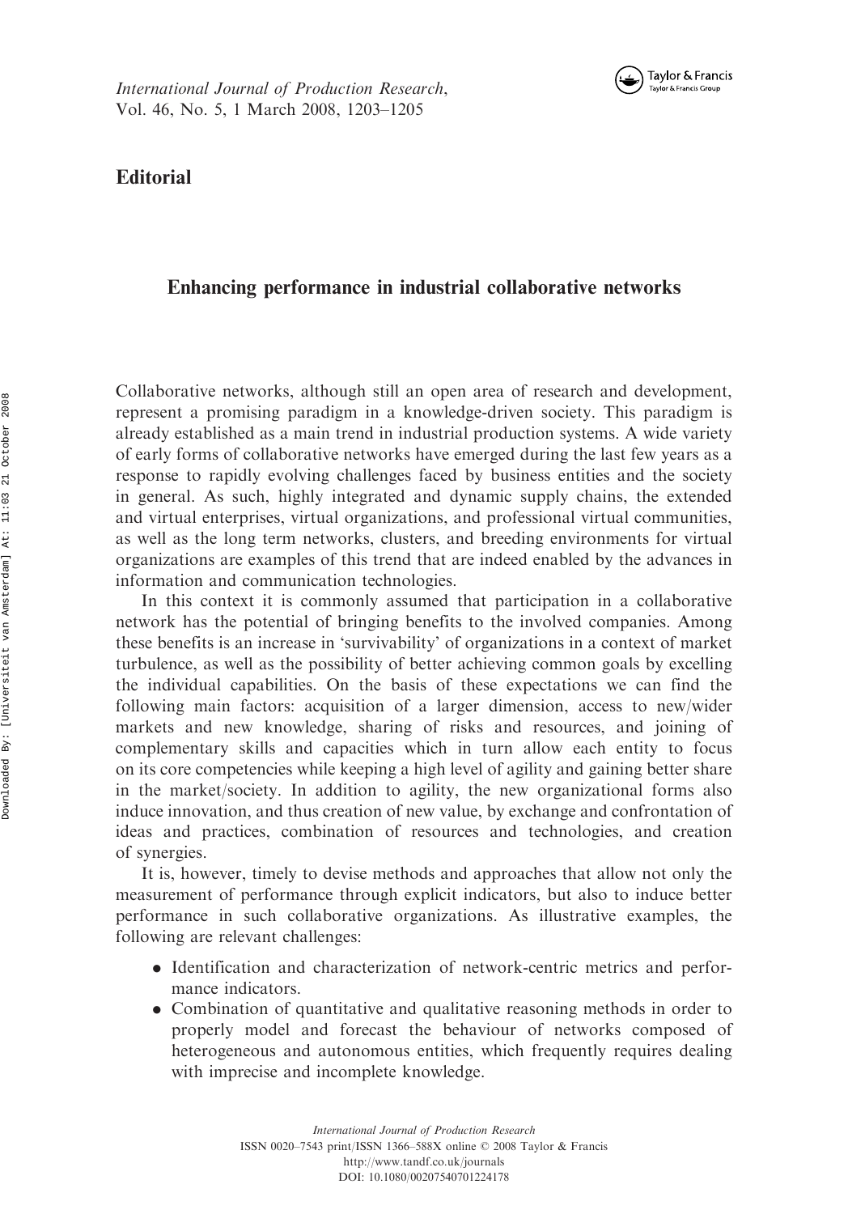## Editorial

# Enhancing performance in industrial collaborative networks

Collaborative networks, although still an open area of research and development, represent a promising paradigm in a knowledge-driven society. This paradigm is already established as a main trend in industrial production systems. A wide variety of early forms of collaborative networks have emerged during the last few years as a response to rapidly evolving challenges faced by business entities and the society in general. As such, highly integrated and dynamic supply chains, the extended and virtual enterprises, virtual organizations, and professional virtual communities, as well as the long term networks, clusters, and breeding environments for virtual organizations are examples of this trend that are indeed enabled by the advances in information and communication technologies.

In this context it is commonly assumed that participation in a collaborative network has the potential of bringing benefits to the involved companies. Among these benefits is an increase in 'survivability' of organizations in a context of market turbulence, as well as the possibility of better achieving common goals by excelling the individual capabilities. On the basis of these expectations we can find the following main factors: acquisition of a larger dimension, access to new/wider markets and new knowledge, sharing of risks and resources, and joining of complementary skills and capacities which in turn allow each entity to focus on its core competencies while keeping a high level of agility and gaining better share in the market/society. In addition to agility, the new organizational forms also induce innovation, and thus creation of new value, by exchange and confrontation of ideas and practices, combination of resources and technologies, and creation of synergies.

It is, however, timely to devise methods and approaches that allow not only the measurement of performance through explicit indicators, but also to induce better performance in such collaborative organizations. As illustrative examples, the following are relevant challenges:

- Identification and characterization of network-centric metrics and performance indicators.
- Combination of quantitative and qualitative reasoning methods in order to properly model and forecast the behaviour of networks composed of heterogeneous and autonomous entities, which frequently requires dealing with imprecise and incomplete knowledge.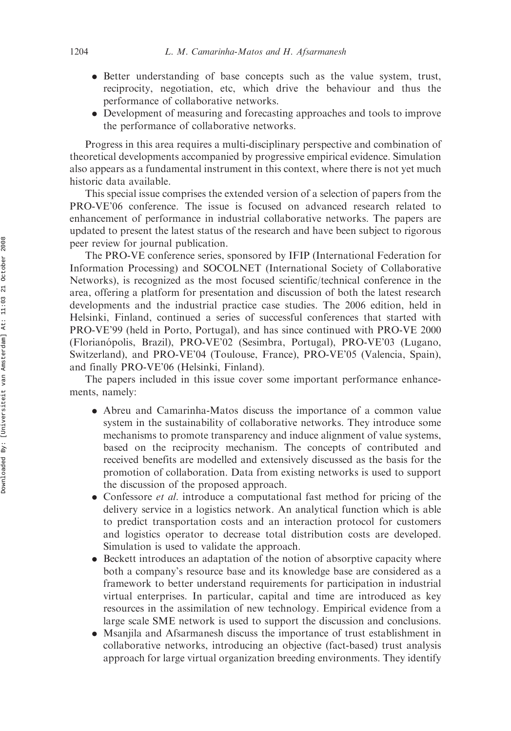- Better understanding of base concepts such as the value system, trust, reciprocity, negotiation, etc, which drive the behaviour and thus the performance of collaborative networks.
- Development of measuring and forecasting approaches and tools to improve the performance of collaborative networks.

Progress in this area requires a multi-disciplinary perspective and combination of theoretical developments accompanied by progressive empirical evidence. Simulation also appears as a fundamental instrument in this context, where there is not yet much historic data available.

This special issue comprises the extended version of a selection of papers from the PRO-VE'06 conference. The issue is focused on advanced research related to enhancement of performance in industrial collaborative networks. The papers are updated to present the latest status of the research and have been subject to rigorous peer review for journal publication.

The PRO-VE conference series, sponsored by IFIP (International Federation for Information Processing) and SOCOLNET (International Society of Collaborative Networks), is recognized as the most focused scientific/technical conference in the area, offering a platform for presentation and discussion of both the latest research developments and the industrial practice case studies. The 2006 edition, held in Helsinki, Finland, continued a series of successful conferences that started with PRO-VE'99 (held in Porto, Portugal), and has since continued with PRO-VE 2000 (Florianópolis, Brazil), PRO-VE'02 (Sesimbra, Portugal), PRO-VE'03 (Lugano, Switzerland), and PRO-VE'04 (Toulouse, France), PRO-VE'05 (Valencia, Spain), and finally PRO-VE'06 (Helsinki, Finland).

The papers included in this issue cover some important performance enhancements, namely:

- Abreu and Camarinha-Matos discuss the importance of a common value system in the sustainability of collaborative networks. They introduce some mechanisms to promote transparency and induce alignment of value systems, based on the reciprocity mechanism. The concepts of contributed and received benefits are modelled and extensively discussed as the basis for the promotion of collaboration. Data from existing networks is used to support the discussion of the proposed approach.
- Confessore *et al*. introduce a computational fast method for pricing of the delivery service in a logistics network. An analytical function which is able to predict transportation costs and an interaction protocol for customers and logistics operator to decrease total distribution costs are developed. Simulation is used to validate the approach.
- Beckett introduces an adaptation of the notion of absorptive capacity where both a company's resource base and its knowledge base are considered as a framework to better understand requirements for participation in industrial virtual enterprises. In particular, capital and time are introduced as key resources in the assimilation of new technology. Empirical evidence from a large scale SME network is used to support the discussion and conclusions.
- Msanjila and Afsarmanesh discuss the importance of trust establishment in collaborative networks, introducing an objective (fact-based) trust analysis approach for large virtual organization breeding environments. They identify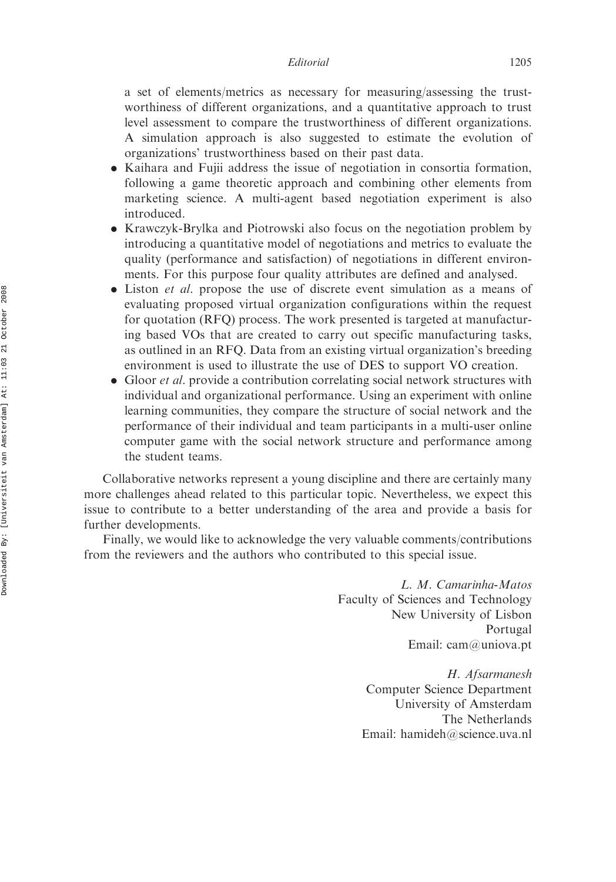a set of elements/metrics as necessary for measuring/assessing the trustworthiness of different organizations, and a quantitative approach to trust level assessment to compare the trustworthiness of different organizations. A simulation approach is also suggested to estimate the evolution of organizations' trustworthiness based on their past data.

- Kaihara and Fujii address the issue of negotiation in consortia formation, following a game theoretic approach and combining other elements from marketing science. A multi-agent based negotiation experiment is also introduced.
- Krawczyk-Brylka and Piotrowski also focus on the negotiation problem by introducing a quantitative model of negotiations and metrics to evaluate the quality (performance and satisfaction) of negotiations in different environments. For this purpose four quality attributes are defined and analysed.
- Liston *et al*. propose the use of discrete event simulation as a means of evaluating proposed virtual organization configurations within the request for quotation (RFQ) process. The work presented is targeted at manufacturing based VOs that are created to carry out specific manufacturing tasks, as outlined in an RFQ. Data from an existing virtual organization's breeding environment is used to illustrate the use of DES to support VO creation.
- Gloor *et al*. provide a contribution correlating social network structures with individual and organizational performance. Using an experiment with online learning communities, they compare the structure of social network and the performance of their individual and team participants in a multi-user online computer game with the social network structure and performance among the student teams.

Collaborative networks represent a young discipline and there are certainly many more challenges ahead related to this particular topic. Nevertheless, we expect this issue to contribute to a better understanding of the area and provide a basis for further developments.

Finally, we would like to acknowledge the very valuable comments/contributions from the reviewers and the authors who contributed to this special issue.

*L. M. Camarinha-Matos*
Faculty of Sciences and Technology
New University of Lisbon
Portugal
Email: cam@uniova.pt

*H. Afsarmanesh*
Computer Science Department
University of Amsterdam
The Netherlands
Email: hamideh@science.uva.nl